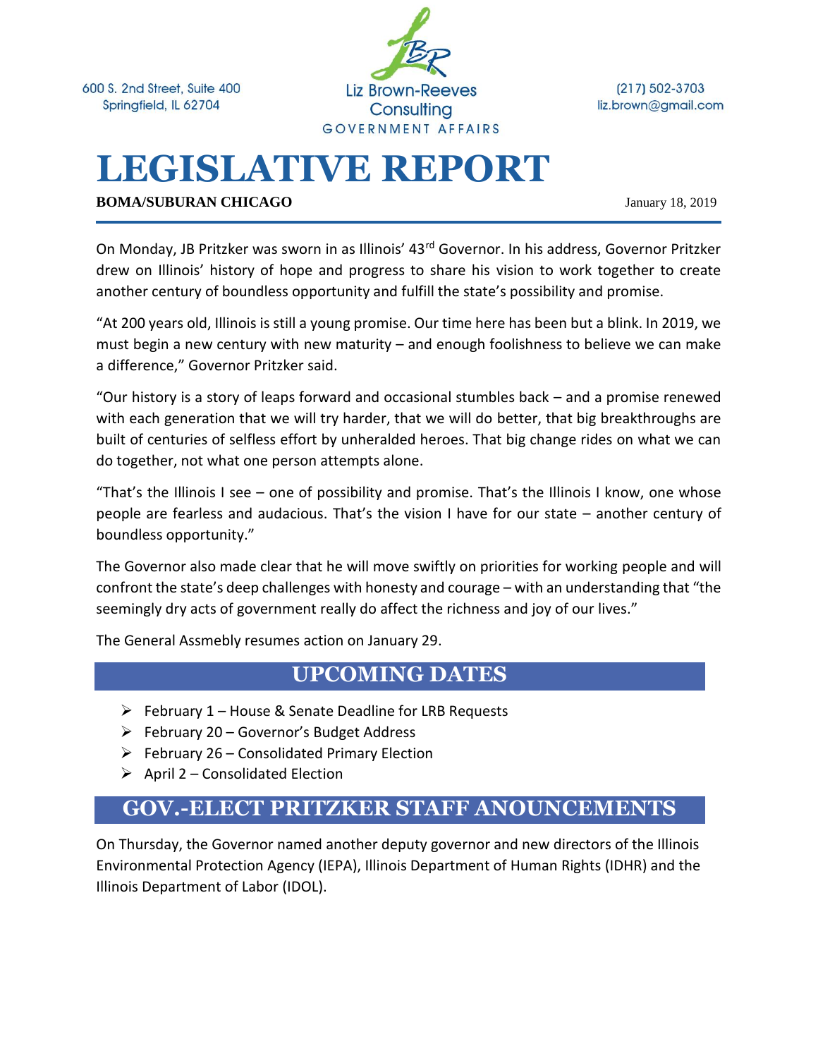600 S. 2nd Street, Suite 400
Springfield, IL 62704

Liz Brown-Reeves
Consulting
GOVERNMENT AFFAIRS

(217) 502-3703
liz.brown@gmail.com

# LEGISLATIVE REPORT

**BOMA/SUBURAN CHICAGO**

January 18, 2019

On Monday, JB Pritzker was sworn in as Illinois' 43rd Governor. In his address, Governor Pritzker drew on Illinois' history of hope and progress to share his vision to work together to create another century of boundless opportunity and fulfill the state's possibility and promise.

"At 200 years old, Illinois is still a young promise. Our time here has been but a blink. In 2019, we must begin a new century with new maturity – and enough foolishness to believe we can make a difference," Governor Pritzker said.

"Our history is a story of leaps forward and occasional stumbles back – and a promise renewed with each generation that we will try harder, that we will do better, that big breakthroughs are built of centuries of selfless effort by unheralded heroes. That big change rides on what we can do together, not what one person attempts alone.

"That's the Illinois I see – one of possibility and promise. That's the Illinois I know, one whose people are fearless and audacious. That's the vision I have for our state – another century of boundless opportunity."

The Governor also made clear that he will move swiftly on priorities for working people and will confront the state's deep challenges with honesty and courage – with an understanding that "the seemingly dry acts of government really do affect the richness and joy of our lives."

The General Assmebly resumes action on January 29.

## UPCOMING DATES

- February 1 – House & Senate Deadline for LRB Requests
- February 20 – Governor's Budget Address
- February 26 – Consolidated Primary Election
- April 2 – Consolidated Election

## GOV.-ELECT PRITZKER STAFF ANOUNCEMENTS

On Thursday, the Governor named another deputy governor and new directors of the Illinois Environmental Protection Agency (IEPA), Illinois Department of Human Rights (IDHR) and the Illinois Department of Labor (IDOL).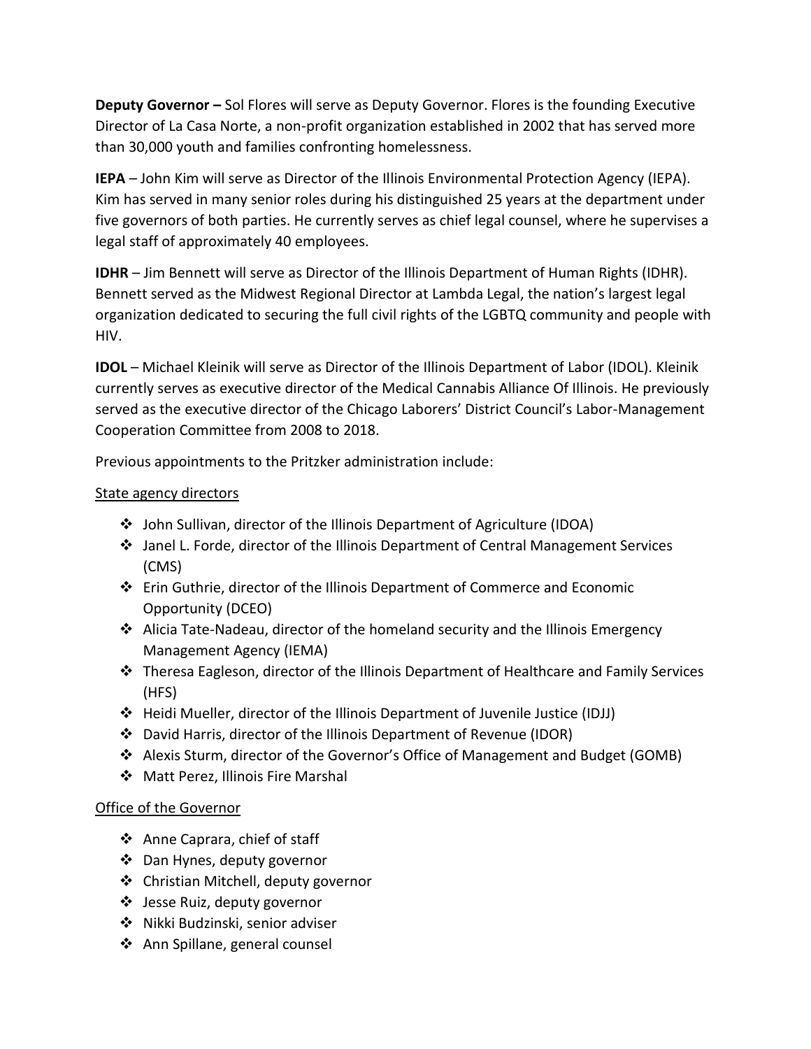**Deputy Governor –** Sol Flores will serve as Deputy Governor. Flores is the founding Executive Director of La Casa Norte, a non-profit organization established in 2002 that has served more than 30,000 youth and families confronting homelessness.

**IEPA** – John Kim will serve as Director of the Illinois Environmental Protection Agency (IEPA). Kim has served in many senior roles during his distinguished 25 years at the department under five governors of both parties. He currently serves as chief legal counsel, where he supervises a legal staff of approximately 40 employees.

**IDHR** – Jim Bennett will serve as Director of the Illinois Department of Human Rights (IDHR). Bennett served as the Midwest Regional Director at Lambda Legal, the nation's largest legal organization dedicated to securing the full civil rights of the LGBTQ community and people with HIV.

**IDOL** – Michael Kleinik will serve as Director of the Illinois Department of Labor (IDOL). Kleinik currently serves as executive director of the Medical Cannabis Alliance Of Illinois. He previously served as the executive director of the Chicago Laborers' District Council's Labor-Management Cooperation Committee from 2008 to 2018.

Previous appointments to the Pritzker administration include:

<u>State agency directors</u>

- John Sullivan, director of the Illinois Department of Agriculture (IDOA)
- Janel L. Forde, director of the Illinois Department of Central Management Services (CMS)
- Erin Guthrie, director of the Illinois Department of Commerce and Economic Opportunity (DCEO)
- Alicia Tate-Nadeau, director of the homeland security and the Illinois Emergency Management Agency (IEMA)
- Theresa Eagleson, director of the Illinois Department of Healthcare and Family Services (HFS)
- Heidi Mueller, director of the Illinois Department of Juvenile Justice (IDJJ)
- David Harris, director of the Illinois Department of Revenue (IDOR)
- Alexis Sturm, director of the Governor's Office of Management and Budget (GOMB)
- Matt Perez, Illinois Fire Marshal

<u>Office of the Governor</u>

- Anne Caprara, chief of staff
- Dan Hynes, deputy governor
- Christian Mitchell, deputy governor
- Jesse Ruiz, deputy governor
- Nikki Budzinski, senior adviser
- Ann Spillane, general counsel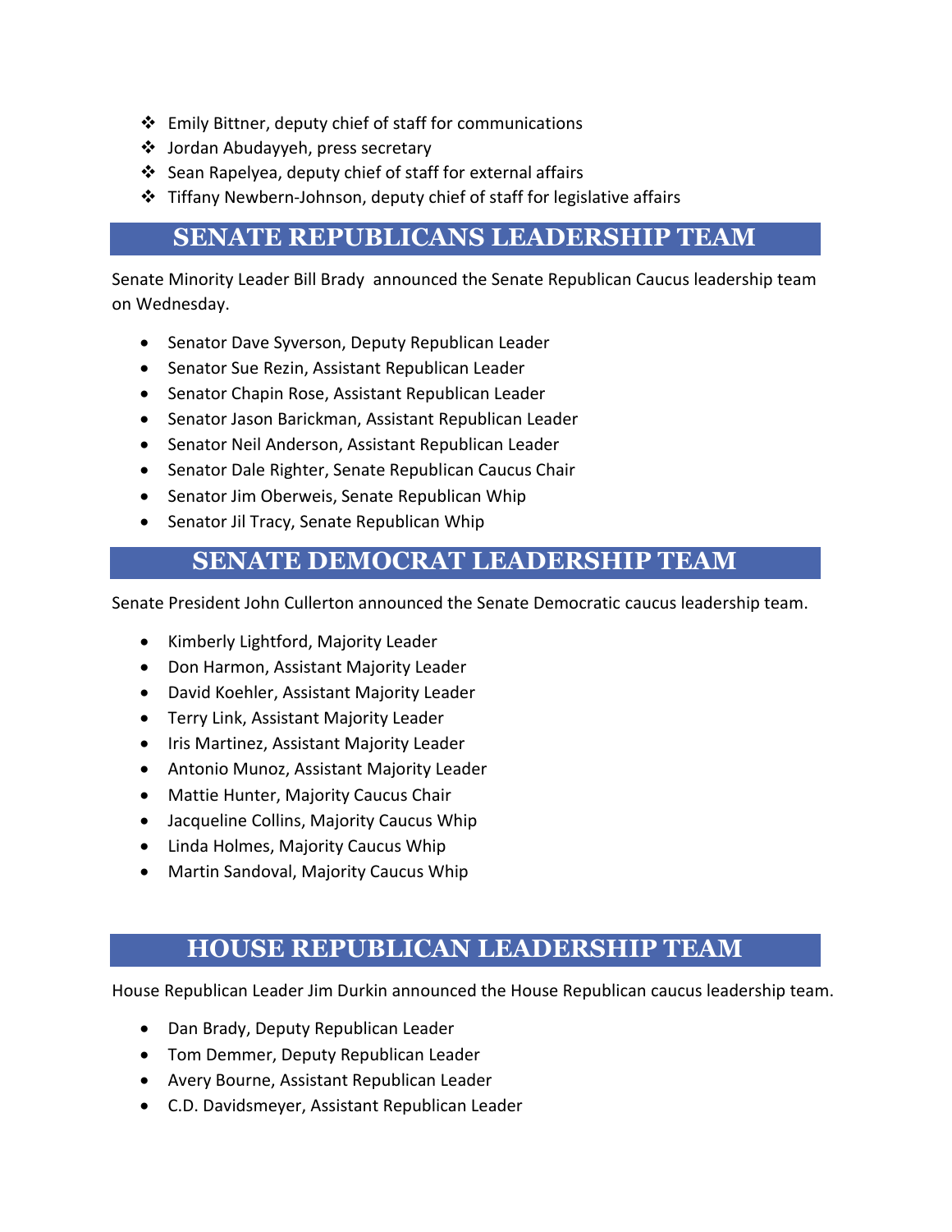- Emily Bittner, deputy chief of staff for communications
- Jordan Abudayyeh, press secretary
- Sean Rapelyea, deputy chief of staff for external affairs
- Tiffany Newbern-Johnson, deputy chief of staff for legislative affairs

## SENATE REPUBLICANS LEADERSHIP TEAM

Senate Minority Leader Bill Brady announced the Senate Republican Caucus leadership team on Wednesday.

- Senator Dave Syverson, Deputy Republican Leader
- Senator Sue Rezin, Assistant Republican Leader
- Senator Chapin Rose, Assistant Republican Leader
- Senator Jason Barickman, Assistant Republican Leader
- Senator Neil Anderson, Assistant Republican Leader
- Senator Dale Righter, Senate Republican Caucus Chair
- Senator Jim Oberweis, Senate Republican Whip
- Senator Jil Tracy, Senate Republican Whip

## SENATE DEMOCRAT LEADERSHIP TEAM

Senate President John Cullerton announced the Senate Democratic caucus leadership team.

- Kimberly Lightford, Majority Leader
- Don Harmon, Assistant Majority Leader
- David Koehler, Assistant Majority Leader
- Terry Link, Assistant Majority Leader
- Iris Martinez, Assistant Majority Leader
- Antonio Munoz, Assistant Majority Leader
- Mattie Hunter, Majority Caucus Chair
- Jacqueline Collins, Majority Caucus Whip
- Linda Holmes, Majority Caucus Whip
- Martin Sandoval, Majority Caucus Whip

## HOUSE REPUBLICAN LEADERSHIP TEAM

House Republican Leader Jim Durkin announced the House Republican caucus leadership team.

- Dan Brady, Deputy Republican Leader
- Tom Demmer, Deputy Republican Leader
- Avery Bourne, Assistant Republican Leader
- C.D. Davidsmeyer, Assistant Republican Leader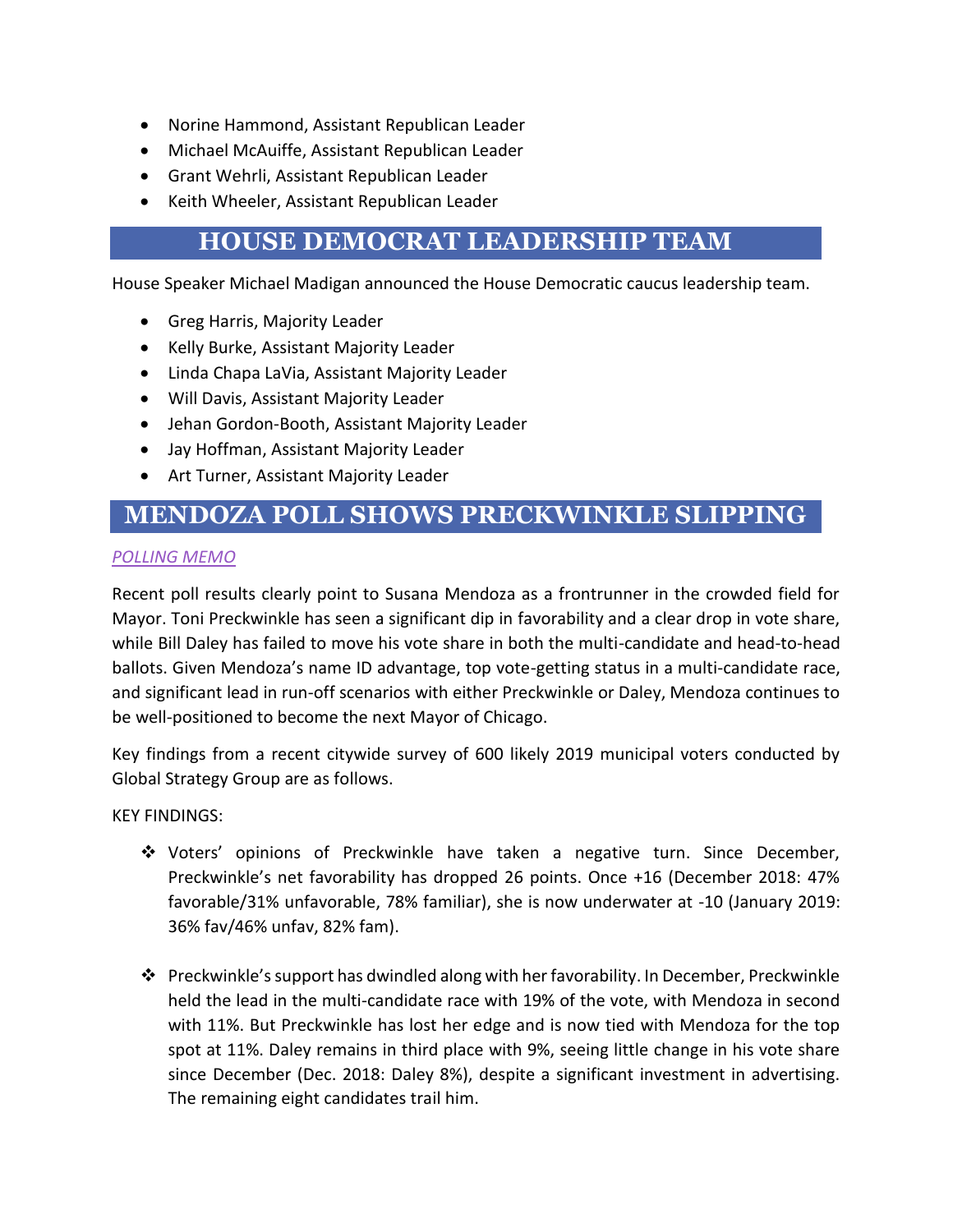- Norine Hammond, Assistant Republican Leader
- Michael McAuiffe, Assistant Republican Leader
- Grant Wehrli, Assistant Republican Leader
- Keith Wheeler, Assistant Republican Leader

## HOUSE DEMOCRAT LEADERSHIP TEAM

House Speaker Michael Madigan announced the House Democratic caucus leadership team.

- Greg Harris, Majority Leader
- Kelly Burke, Assistant Majority Leader
- Linda Chapa LaVia, Assistant Majority Leader
- Will Davis, Assistant Majority Leader
- Jehan Gordon-Booth, Assistant Majority Leader
- Jay Hoffman, Assistant Majority Leader
- Art Turner, Assistant Majority Leader

## MENDOZA POLL SHOWS PRECKWINKLE SLIPPING

*POLLING MEMO*

Recent poll results clearly point to Susana Mendoza as a frontrunner in the crowded field for Mayor. Toni Preckwinkle has seen a significant dip in favorability and a clear drop in vote share, while Bill Daley has failed to move his vote share in both the multi-candidate and head-to-head ballots. Given Mendoza's name ID advantage, top vote-getting status in a multi-candidate race, and significant lead in run-off scenarios with either Preckwinkle or Daley, Mendoza continues to be well-positioned to become the next Mayor of Chicago.

Key findings from a recent citywide survey of 600 likely 2019 municipal voters conducted by Global Strategy Group are as follows.

KEY FINDINGS:

- Voters' opinions of Preckwinkle have taken a negative turn. Since December, Preckwinkle's net favorability has dropped 26 points. Once +16 (December 2018: 47% favorable/31% unfavorable, 78% familiar), she is now underwater at -10 (January 2019: 36% fav/46% unfav, 82% fam).

- Preckwinkle's support has dwindled along with her favorability. In December, Preckwinkle held the lead in the multi-candidate race with 19% of the vote, with Mendoza in second with 11%. But Preckwinkle has lost her edge and is now tied with Mendoza for the top spot at 11%. Daley remains in third place with 9%, seeing little change in his vote share since December (Dec. 2018: Daley 8%), despite a significant investment in advertising. The remaining eight candidates trail him.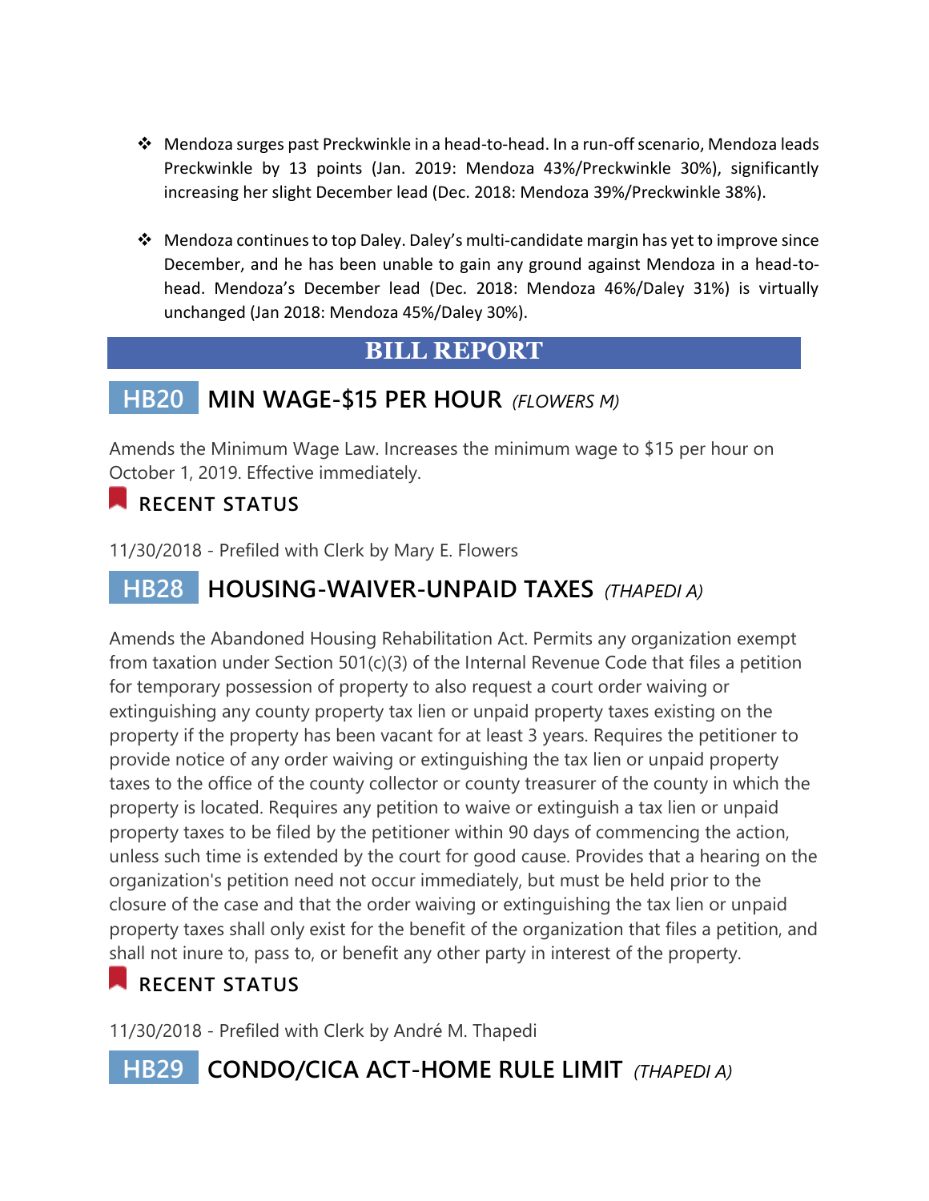- Mendoza surges past Preckwinkle in a head-to-head. In a run-off scenario, Mendoza leads Preckwinkle by 13 points (Jan. 2019: Mendoza 43%/Preckwinkle 30%), significantly increasing her slight December lead (Dec. 2018: Mendoza 39%/Preckwinkle 38%).

- Mendoza continues to top Daley. Daley's multi-candidate margin has yet to improve since December, and he has been unable to gain any ground against Mendoza in a head-to-head. Mendoza's December lead (Dec. 2018: Mendoza 46%/Daley 31%) is virtually unchanged (Jan 2018: Mendoza 45%/Daley 30%).

## BILL REPORT

### HB20 MIN WAGE-$15 PER HOUR *(FLOWERS M)*

Amends the Minimum Wage Law. Increases the minimum wage to $15 per hour on October 1, 2019. Effective immediately.

**RECENT STATUS**

11/30/2018 - Prefiled with Clerk by Mary E. Flowers

### HB28 HOUSING-WAIVER-UNPAID TAXES *(THAPEDI A)*

Amends the Abandoned Housing Rehabilitation Act. Permits any organization exempt from taxation under Section 501(c)(3) of the Internal Revenue Code that files a petition for temporary possession of property to also request a court order waiving or extinguishing any county property tax lien or unpaid property taxes existing on the property if the property has been vacant for at least 3 years. Requires the petitioner to provide notice of any order waiving or extinguishing the tax lien or unpaid property taxes to the office of the county collector or county treasurer of the county in which the property is located. Requires any petition to waive or extinguish a tax lien or unpaid property taxes to be filed by the petitioner within 90 days of commencing the action, unless such time is extended by the court for good cause. Provides that a hearing on the organization's petition need not occur immediately, but must be held prior to the closure of the case and that the order waiving or extinguishing the tax lien or unpaid property taxes shall only exist for the benefit of the organization that files a petition, and shall not inure to, pass to, or benefit any other party in interest of the property.

**RECENT STATUS**

11/30/2018 - Prefiled with Clerk by André M. Thapedi

### HB29 CONDO/CICA ACT-HOME RULE LIMIT *(THAPEDI A)*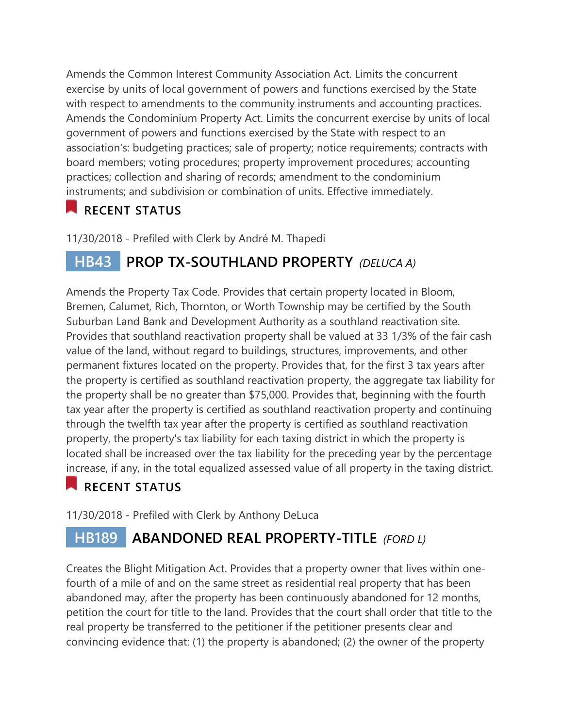Amends the Common Interest Community Association Act. Limits the concurrent exercise by units of local government of powers and functions exercised by the State with respect to amendments to the community instruments and accounting practices. Amends the Condominium Property Act. Limits the concurrent exercise by units of local government of powers and functions exercised by the State with respect to an association's: budgeting practices; sale of property; notice requirements; contracts with board members; voting procedures; property improvement procedures; accounting practices; collection and sharing of records; amendment to the condominium instruments; and subdivision or combination of units. Effective immediately.

### RECENT STATUS

11/30/2018 - Prefiled with Clerk by André M. Thapedi

## HB43 PROP TX-SOUTHLAND PROPERTY *(DELUCA A)*

Amends the Property Tax Code. Provides that certain property located in Bloom, Bremen, Calumet, Rich, Thornton, or Worth Township may be certified by the South Suburban Land Bank and Development Authority as a southland reactivation site. Provides that southland reactivation property shall be valued at 33 1/3% of the fair cash value of the land, without regard to buildings, structures, improvements, and other permanent fixtures located on the property. Provides that, for the first 3 tax years after the property is certified as southland reactivation property, the aggregate tax liability for the property shall be no greater than $75,000. Provides that, beginning with the fourth tax year after the property is certified as southland reactivation property and continuing through the twelfth tax year after the property is certified as southland reactivation property, the property's tax liability for each taxing district in which the property is located shall be increased over the tax liability for the preceding year by the percentage increase, if any, in the total equalized assessed value of all property in the taxing district.

### RECENT STATUS

11/30/2018 - Prefiled with Clerk by Anthony DeLuca

## HB189 ABANDONED REAL PROPERTY-TITLE *(FORD L)*

Creates the Blight Mitigation Act. Provides that a property owner that lives within one-fourth of a mile of and on the same street as residential real property that has been abandoned may, after the property has been continuously abandoned for 12 months, petition the court for title to the land. Provides that the court shall order that title to the real property be transferred to the petitioner if the petitioner presents clear and convincing evidence that: (1) the property is abandoned; (2) the owner of the property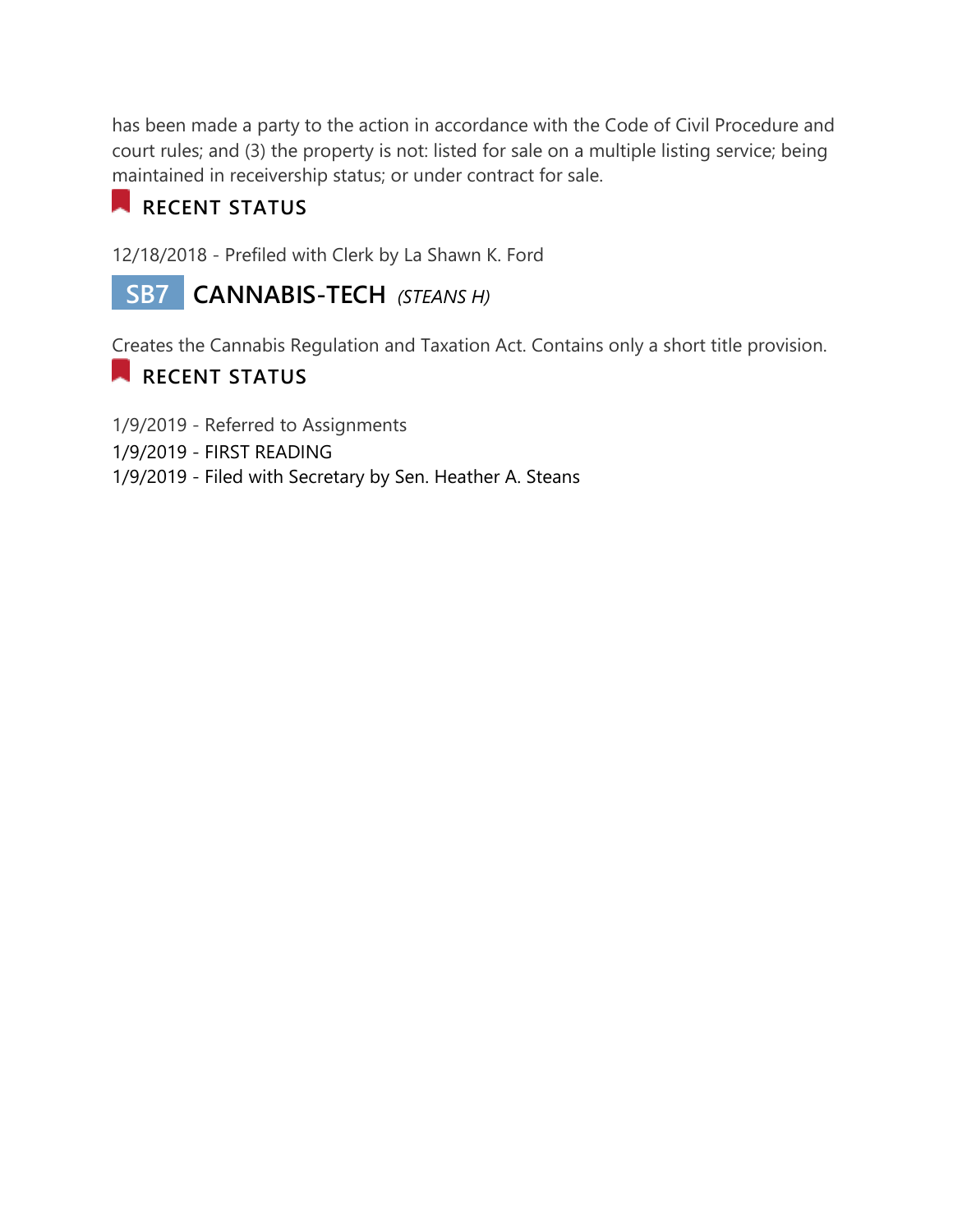has been made a party to the action in accordance with the Code of Civil Procedure and court rules; and (3) the property is not: listed for sale on a multiple listing service; being maintained in receivership status; or under contract for sale.

### RECENT STATUS

12/18/2018 - Prefiled with Clerk by La Shawn K. Ford

## SB7 CANNABIS-TECH *(STEANS H)*

Creates the Cannabis Regulation and Taxation Act. Contains only a short title provision.

### RECENT STATUS

1/9/2019 - Referred to Assignments

1/9/2019 - FIRST READING

1/9/2019 - Filed with Secretary by Sen. Heather A. Steans